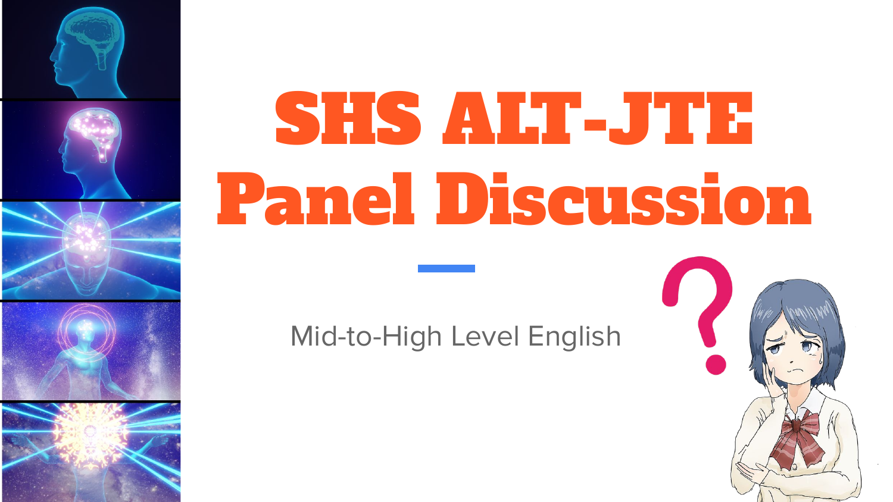# SHS ALT-JTE Panel Discussion

Mid-to-High Level English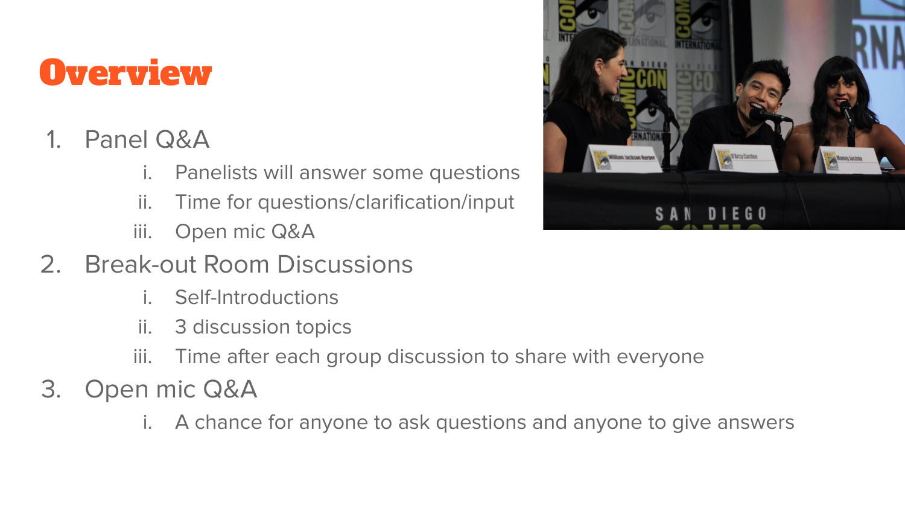# Overview

1. Panel Q&A
   i. Panelists will answer some questions
   ii. Time for questions/clarification/input
   iii. Open mic Q&A
2. Break-out Room Discussions
   i. Self-Introductions
   ii. 3 discussion topics
   iii. Time after each group discussion to share with everyone
3. Open mic Q&A
   i. A chance for anyone to ask questions and anyone to give answers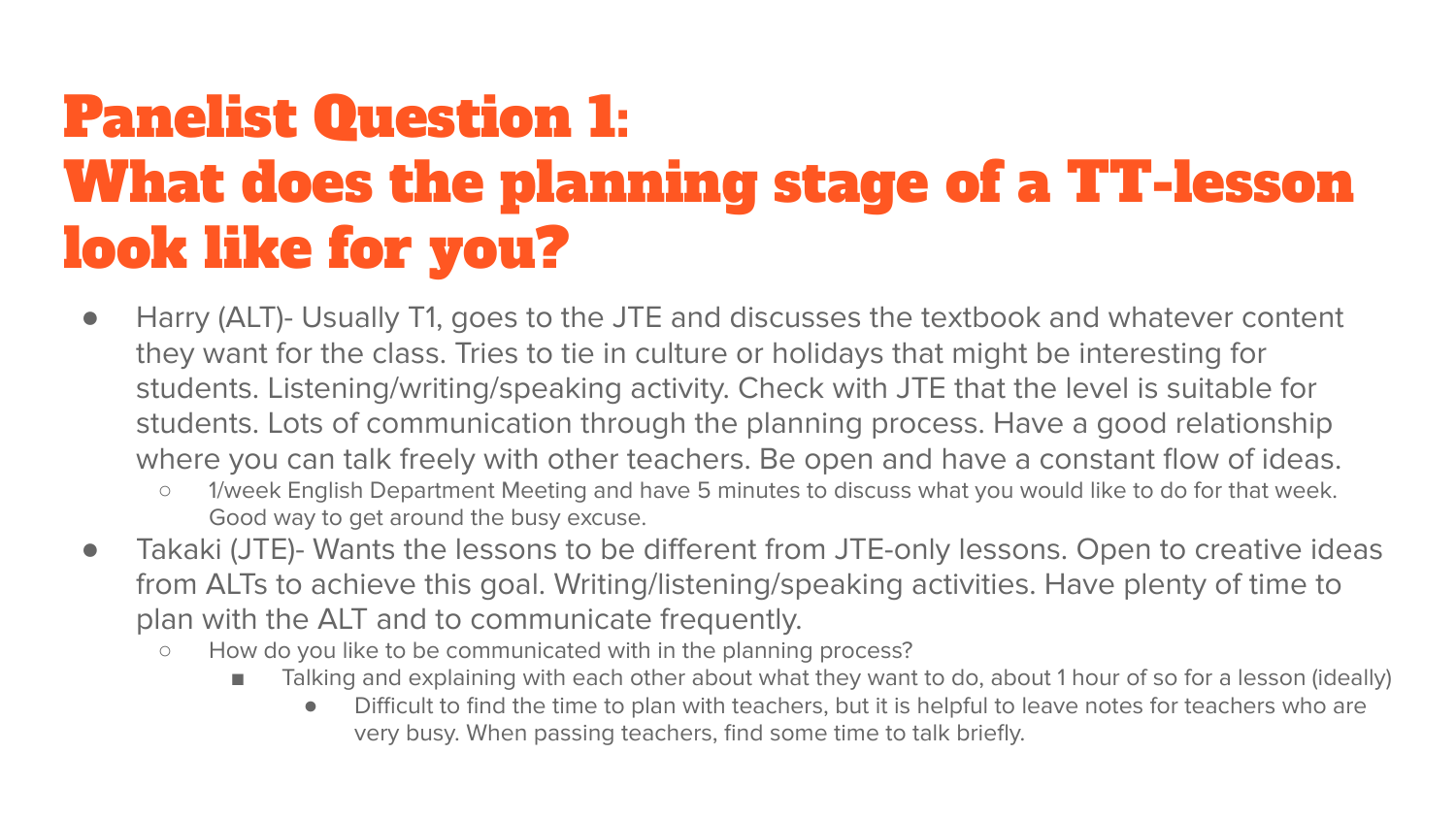# Panelist Question 1: What does the planning stage of a TT-lesson look like for you?

- Harry (ALT)- Usually T1, goes to the JTE and discusses the textbook and whatever content they want for the class. Tries to tie in culture or holidays that might be interesting for students. Listening/writing/speaking activity. Check with JTE that the level is suitable for students. Lots of communication through the planning process. Have a good relationship where you can talk freely with other teachers. Be open and have a constant flow of ideas.
  - 1/week English Department Meeting and have 5 minutes to discuss what you would like to do for that week. Good way to get around the busy excuse.
- Takaki (JTE)- Wants the lessons to be different from JTE-only lessons. Open to creative ideas from ALTs to achieve this goal. Writing/listening/speaking activities. Have plenty of time to plan with the ALT and to communicate frequently.
  - How do you like to be communicated with in the planning process?
    - Talking and explaining with each other about what they want to do, about 1 hour of so for a lesson (ideally)
      - Difficult to find the time to plan with teachers, but it is helpful to leave notes for teachers who are very busy. When passing teachers, find some time to talk briefly.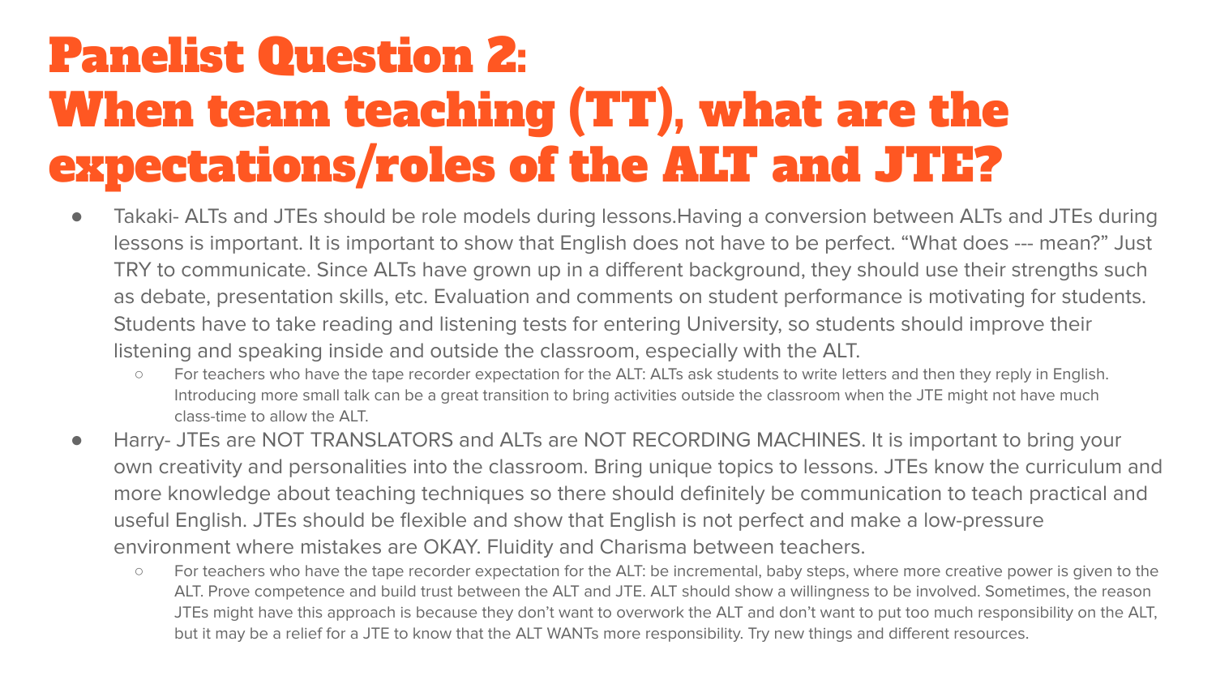# Panelist Question 2: When team teaching (TT), what are the expectations/roles of the ALT and JTE?

- Takaki- ALTs and JTEs should be role models during lessons.Having a conversion between ALTs and JTEs during lessons is important. It is important to show that English does not have to be perfect. "What does --- mean?" Just TRY to communicate. Since ALTs have grown up in a different background, they should use their strengths such as debate, presentation skills, etc. Evaluation and comments on student performance is motivating for students. Students have to take reading and listening tests for entering University, so students should improve their listening and speaking inside and outside the classroom, especially with the ALT.
  - For teachers who have the tape recorder expectation for the ALT: ALTs ask students to write letters and then they reply in English. Introducing more small talk can be a great transition to bring activities outside the classroom when the JTE might not have much class-time to allow the ALT.
- Harry- JTEs are NOT TRANSLATORS and ALTs are NOT RECORDING MACHINES. It is important to bring your own creativity and personalities into the classroom. Bring unique topics to lessons. JTEs know the curriculum and more knowledge about teaching techniques so there should definitely be communication to teach practical and useful English. JTEs should be flexible and show that English is not perfect and make a low-pressure environment where mistakes are OKAY. Fluidity and Charisma between teachers.
  - For teachers who have the tape recorder expectation for the ALT: be incremental, baby steps, where more creative power is given to the ALT. Prove competence and build trust between the ALT and JTE. ALT should show a willingness to be involved. Sometimes, the reason JTEs might have this approach is because they don't want to overwork the ALT and don't want to put too much responsibility on the ALT, but it may be a relief for a JTE to know that the ALT WANTs more responsibility. Try new things and different resources.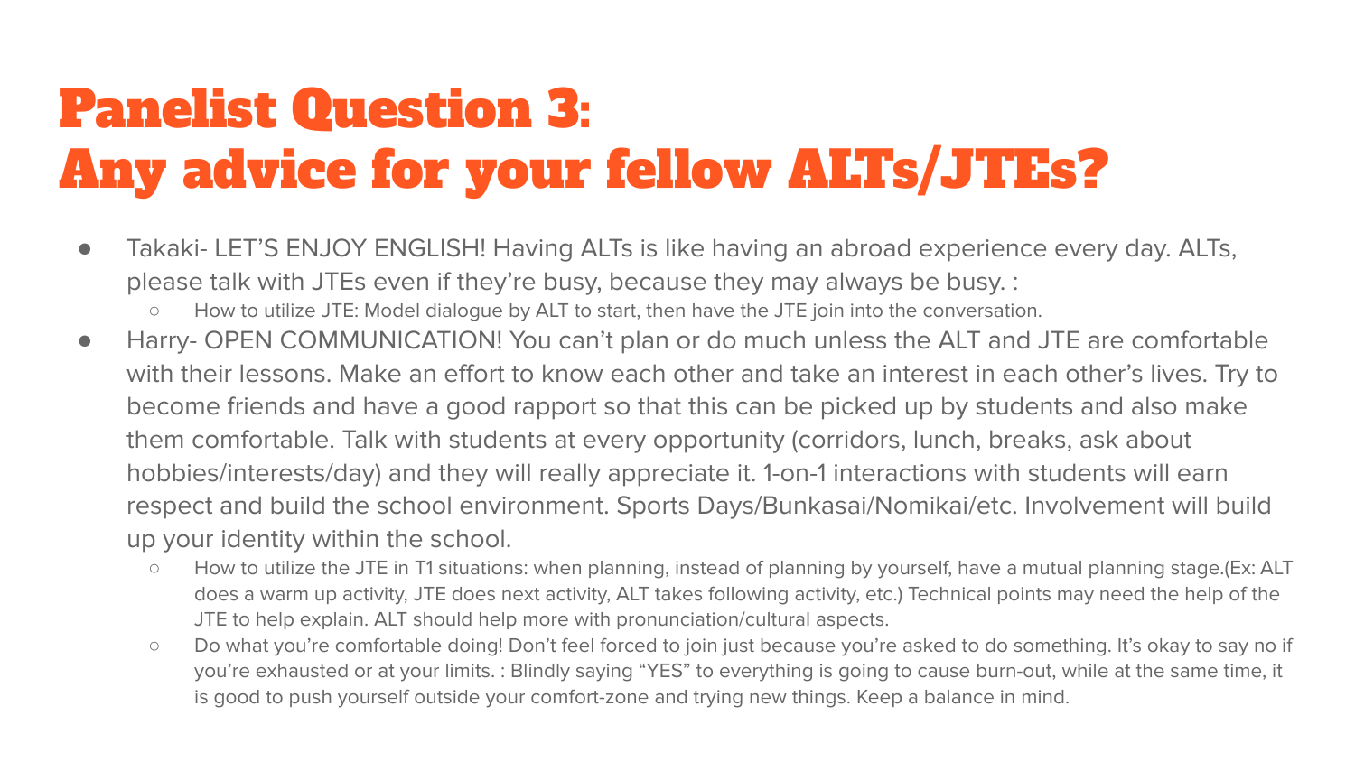# Panelist Question 3: Any advice for your fellow ALTs/JTEs?

- Takaki- LET'S ENJOY ENGLISH! Having ALTs is like having an abroad experience every day. ALTs, please talk with JTEs even if they're busy, because they may always be busy. :
  - How to utilize JTE: Model dialogue by ALT to start, then have the JTE join into the conversation.
- Harry- OPEN COMMUNICATION! You can't plan or do much unless the ALT and JTE are comfortable with their lessons. Make an effort to know each other and take an interest in each other's lives. Try to become friends and have a good rapport so that this can be picked up by students and also make them comfortable. Talk with students at every opportunity (corridors, lunch, breaks, ask about hobbies/interests/day) and they will really appreciate it. 1-on-1 interactions with students will earn respect and build the school environment. Sports Days/Bunkasai/Nomikai/etc. Involvement will build up your identity within the school.
  - How to utilize the JTE in T1 situations: when planning, instead of planning by yourself, have a mutual planning stage.(Ex: ALT does a warm up activity, JTE does next activity, ALT takes following activity, etc.) Technical points may need the help of the JTE to help explain. ALT should help more with pronunciation/cultural aspects.
  - Do what you're comfortable doing! Don't feel forced to join just because you're asked to do something. It's okay to say no if you're exhausted or at your limits. : Blindly saying "YES" to everything is going to cause burn-out, while at the same time, it is good to push yourself outside your comfort-zone and trying new things. Keep a balance in mind.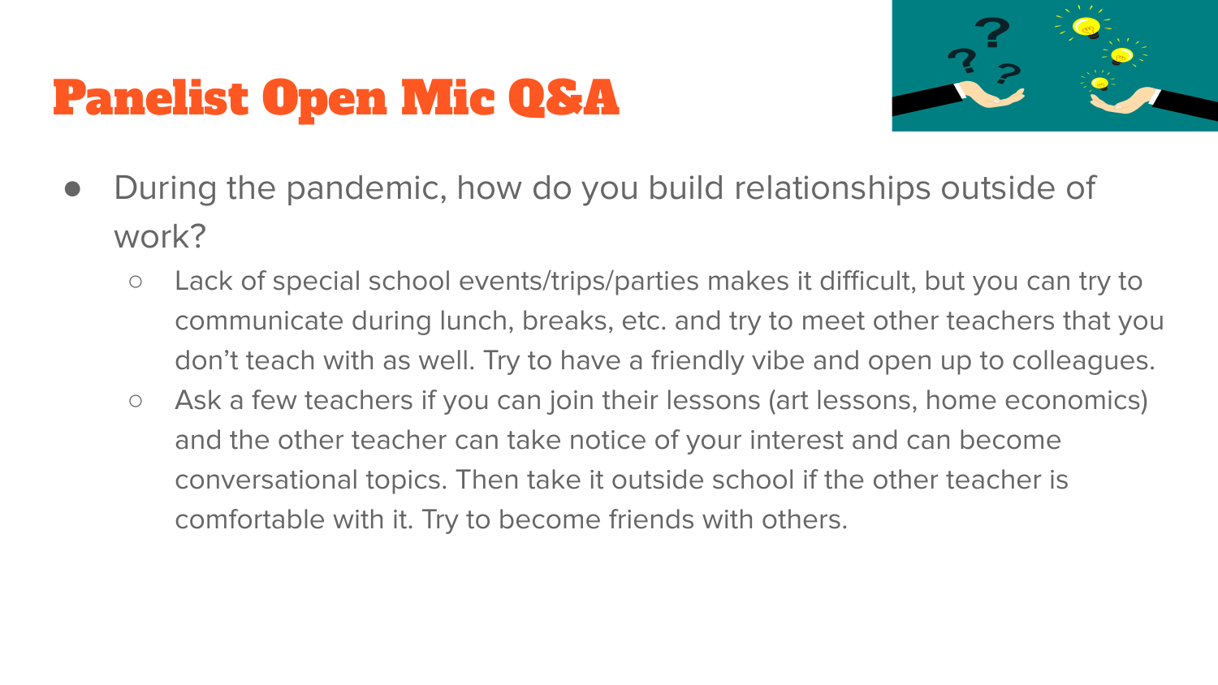# Panelist Open Mic Q&A

- During the pandemic, how do you build relationships outside of work?
  - Lack of special school events/trips/parties makes it difficult, but you can try to communicate during lunch, breaks, etc. and try to meet other teachers that you don't teach with as well. Try to have a friendly vibe and open up to colleagues.
  - Ask a few teachers if you can join their lessons (art lessons, home economics) and the other teacher can take notice of your interest and can become conversational topics. Then take it outside school if the other teacher is comfortable with it. Try to become friends with others.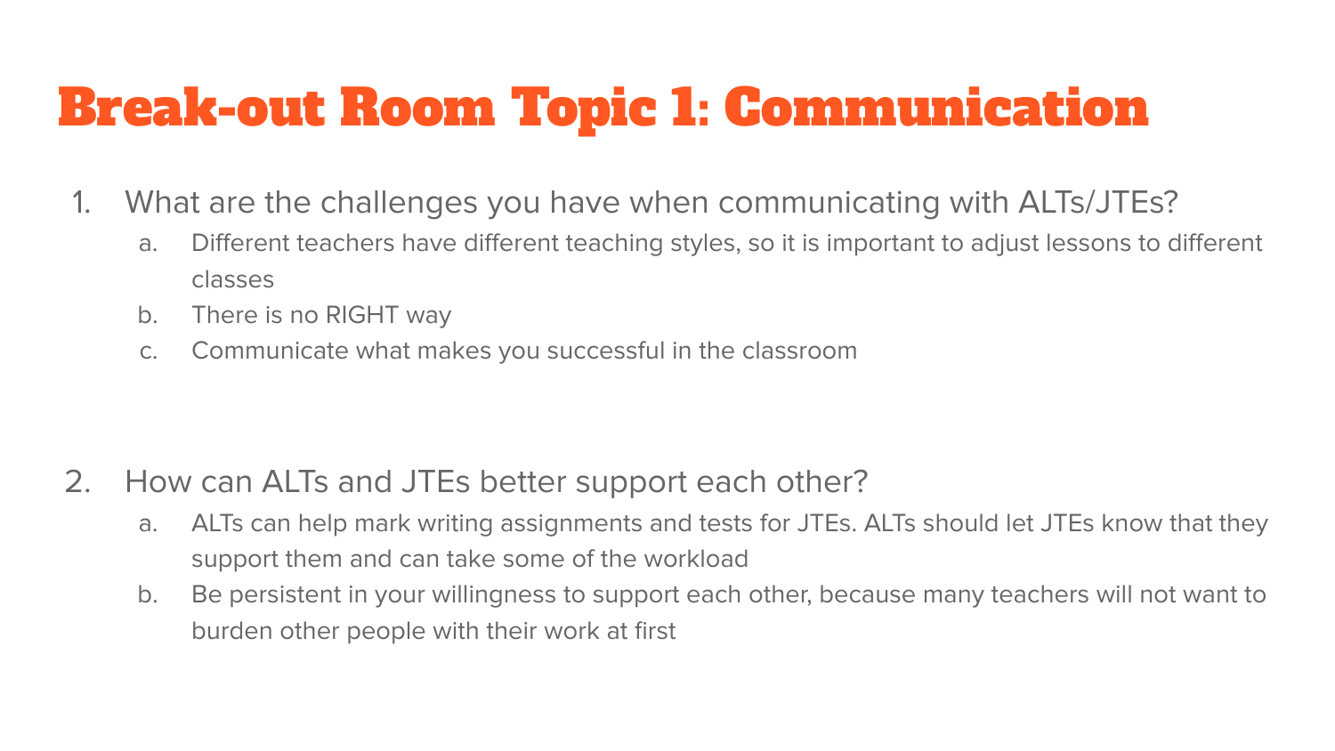# Break-out Room Topic 1: Communication

1. What are the challenges you have when communicating with ALTs/JTEs?
   a. Different teachers have different teaching styles, so it is important to adjust lessons to different classes
   b. There is no RIGHT way
   c. Communicate what makes you successful in the classroom

2. How can ALTs and JTEs better support each other?
   a. ALTs can help mark writing assignments and tests for JTEs. ALTs should let JTEs know that they support them and can take some of the workload
   b. Be persistent in your willingness to support each other, because many teachers will not want to burden other people with their work at first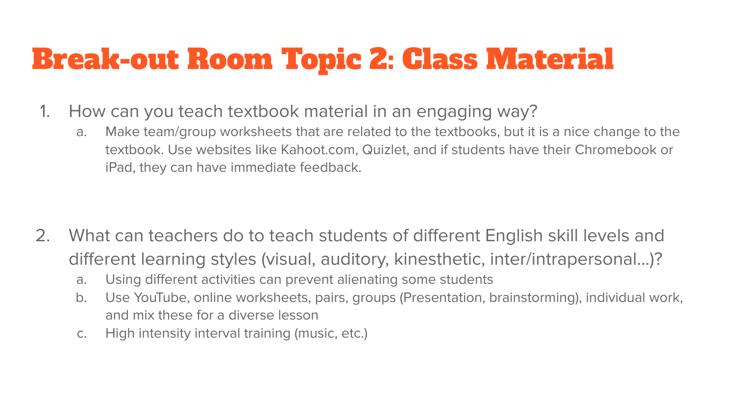# Break-out Room Topic 2: Class Material

1. How can you teach textbook material in an engaging way?
   a. Make team/group worksheets that are related to the textbooks, but it is a nice change to the textbook. Use websites like Kahoot.com, Quizlet, and if students have their Chromebook or iPad, they can have immediate feedback.

2. What can teachers do to teach students of different English skill levels and different learning styles (visual, auditory, kinesthetic, inter/intrapersonal...)?
   a. Using different activities can prevent alienating some students
   b. Use YouTube, online worksheets, pairs, groups (Presentation, brainstorming), individual work, and mix these for a diverse lesson
   c. High intensity interval training (music, etc.)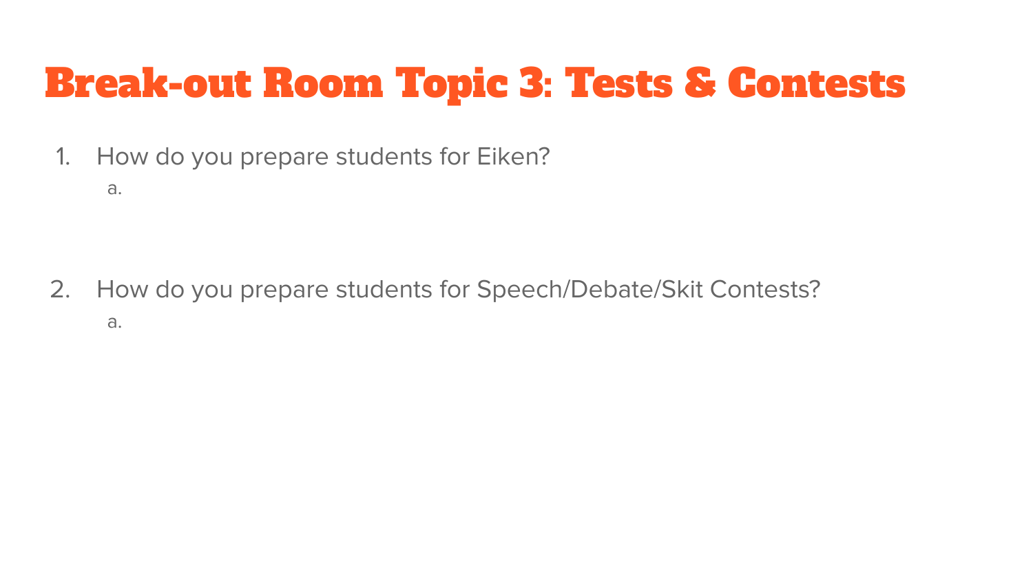# Break-out Room Topic 3: Tests & Contests

1. How do you prepare students for Eiken?
   a.

2. How do you prepare students for Speech/Debate/Skit Contests?
   a.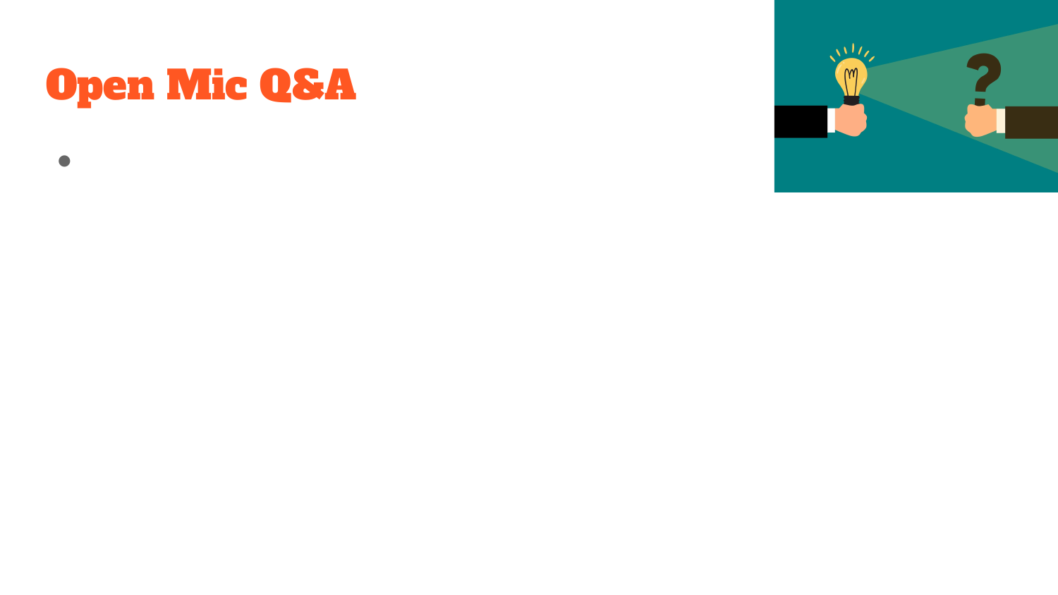# Open Mic Q&A

-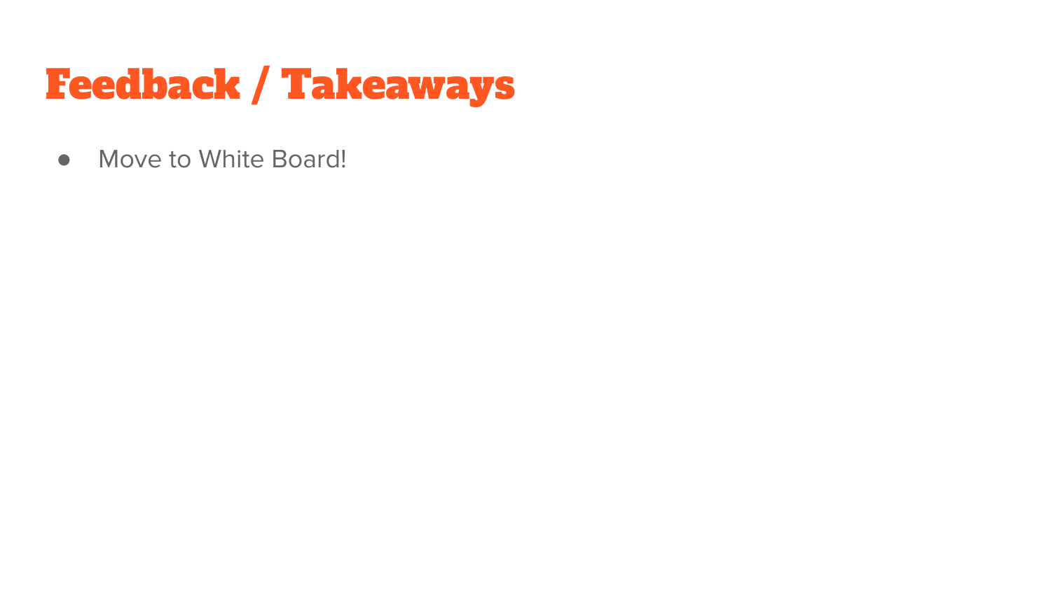# Feedback / Takeaways

- Move to White Board!